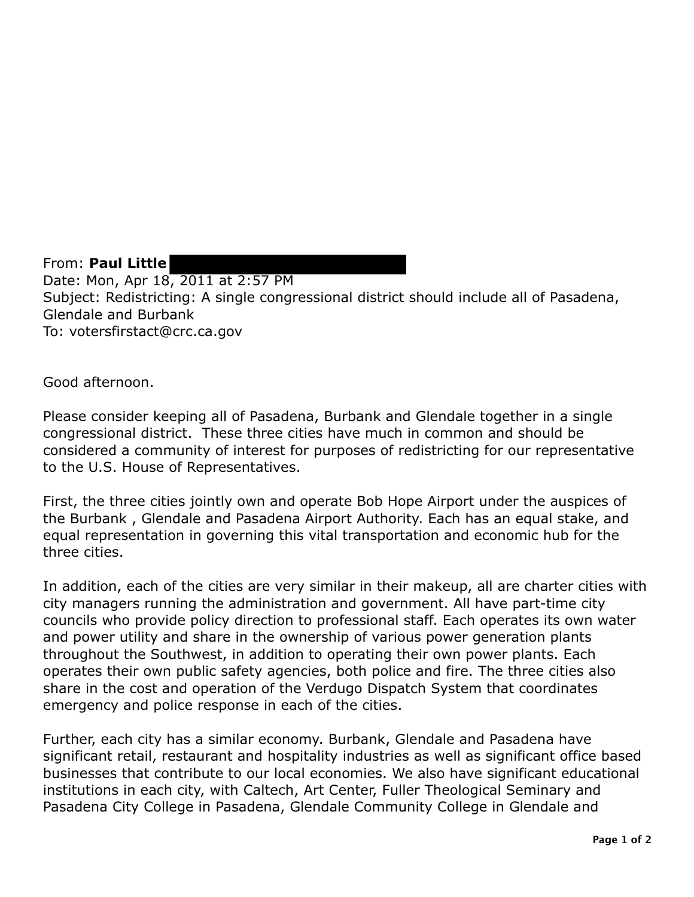From: **Paul Little** ██████████████████
Date: Mon, Apr 18, 2011 at 2:57 PM
Subject: Redistricting: A single congressional district should include all of Pasadena, Glendale and Burbank
To: votersfirstact@crc.ca.gov

Good afternoon.

Please consider keeping all of Pasadena, Burbank and Glendale together in a single congressional district. These three cities have much in common and should be considered a community of interest for purposes of redistricting for our representative to the U.S. House of Representatives.

First, the three cities jointly own and operate Bob Hope Airport under the auspices of the Burbank , Glendale and Pasadena Airport Authority. Each has an equal stake, and equal representation in governing this vital transportation and economic hub for the three cities.

In addition, each of the cities are very similar in their makeup, all are charter cities with city managers running the administration and government. All have part-time city councils who provide policy direction to professional staff. Each operates its own water and power utility and share in the ownership of various power generation plants throughout the Southwest, in addition to operating their own power plants. Each operates their own public safety agencies, both police and fire. The three cities also share in the cost and operation of the Verdugo Dispatch System that coordinates emergency and police response in each of the cities.

Further, each city has a similar economy. Burbank, Glendale and Pasadena have significant retail, restaurant and hospitality industries as well as significant office based businesses that contribute to our local economies. We also have significant educational institutions in each city, with Caltech, Art Center, Fuller Theological Seminary and Pasadena City College in Pasadena, Glendale Community College in Glendale and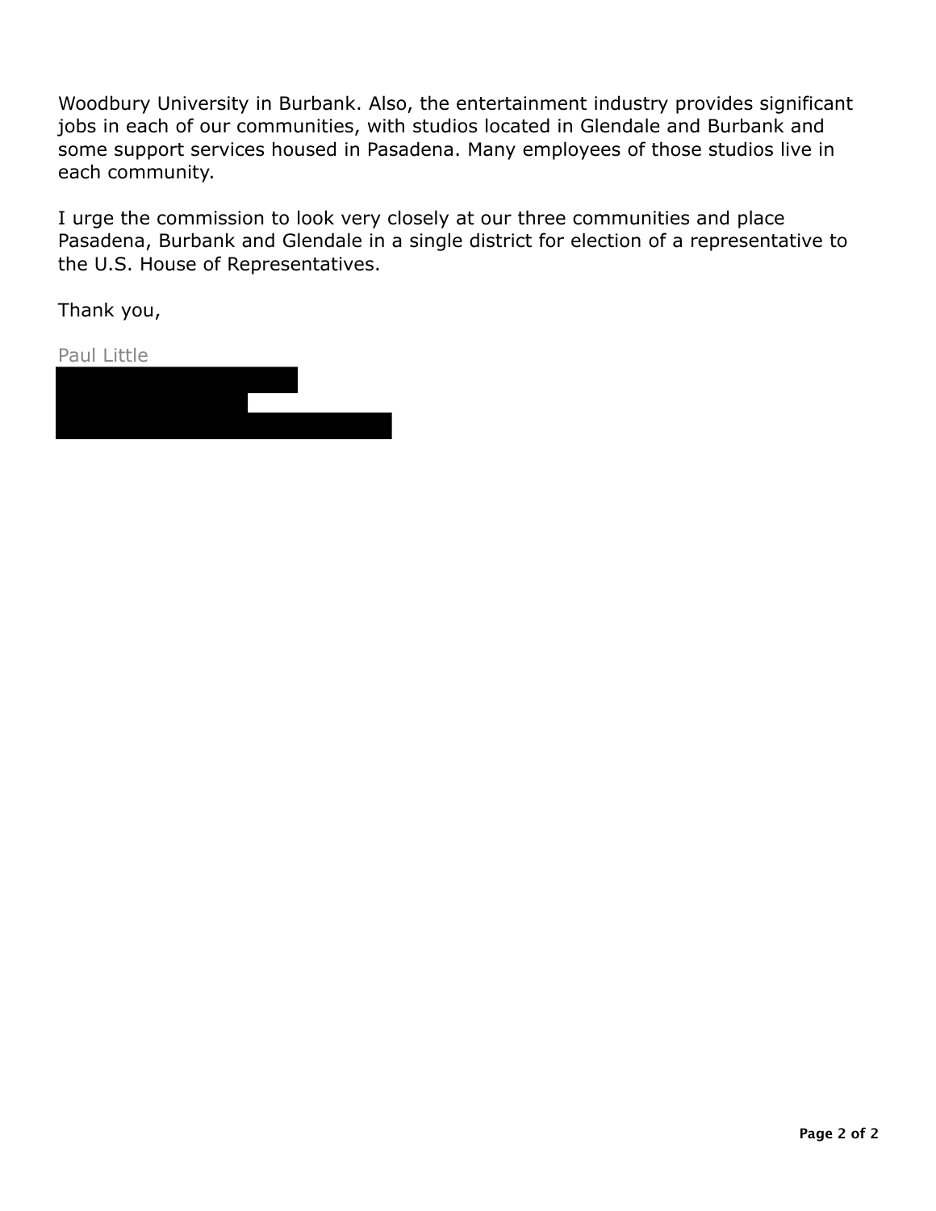Woodbury University in Burbank. Also, the entertainment industry provides significant jobs in each of our communities, with studios located in Glendale and Burbank and some support services housed in Pasadena. Many employees of those studios live in each community.

I urge the commission to look very closely at our three communities and place Pasadena, Burbank and Glendale in a single district for election of a representative to the U.S. House of Representatives.

Thank you,

Paul Little